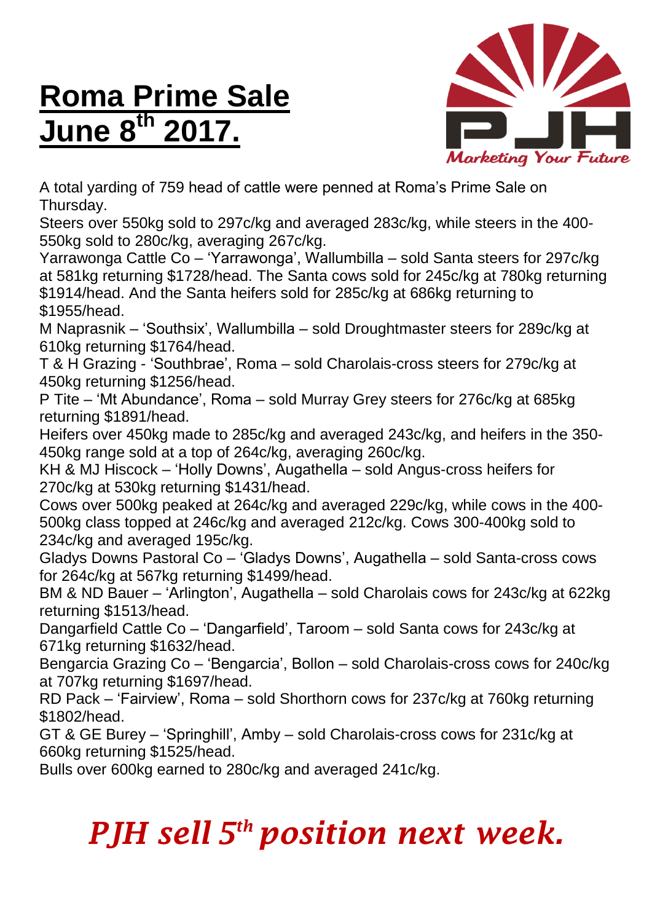# Roma Prime Sale June 8th 2017.

PJH

*Marketing Your Future*

A total yarding of 759 head of cattle were penned at Roma's Prime Sale on Thursday.

Steers over 550kg sold to 297c/kg and averaged 283c/kg, while steers in the 400-550kg sold to 280c/kg, averaging 267c/kg.

Yarrawonga Cattle Co – 'Yarrawonga', Wallumbilla – sold Santa steers for 297c/kg at 581kg returning $1728/head. The Santa cows sold for 245c/kg at 780kg returning $1914/head. And the Santa heifers sold for 285c/kg at 686kg returning to $1955/head.

M Naprasnik – 'Southsix', Wallumbilla – sold Droughtmaster steers for 289c/kg at 610kg returning $1764/head.

T & H Grazing - 'Southbrae', Roma – sold Charolais-cross steers for 279c/kg at 450kg returning $1256/head.

P Tite – 'Mt Abundance', Roma – sold Murray Grey steers for 276c/kg at 685kg returning $1891/head.

Heifers over 450kg made to 285c/kg and averaged 243c/kg, and heifers in the 350-450kg range sold at a top of 264c/kg, averaging 260c/kg.

KH & MJ Hiscock – 'Holly Downs', Augathella – sold Angus-cross heifers for 270c/kg at 530kg returning $1431/head.

Cows over 500kg peaked at 264c/kg and averaged 229c/kg, while cows in the 400-500kg class topped at 246c/kg and averaged 212c/kg. Cows 300-400kg sold to 234c/kg and averaged 195c/kg.

Gladys Downs Pastoral Co – 'Gladys Downs', Augathella – sold Santa-cross cows for 264c/kg at 567kg returning $1499/head.

BM & ND Bauer – 'Arlington', Augathella – sold Charolais cows for 243c/kg at 622kg returning $1513/head.

Dangarfield Cattle Co – 'Dangarfield', Taroom – sold Santa cows for 243c/kg at 671kg returning $1632/head.

Bengarcia Grazing Co – 'Bengarcia', Bollon – sold Charolais-cross cows for 240c/kg at 707kg returning $1697/head.

RD Pack – 'Fairview', Roma – sold Shorthorn cows for 237c/kg at 760kg returning $1802/head.

GT & GE Burey – 'Springhill', Amby – sold Charolais-cross cows for 231c/kg at 660kg returning $1525/head.

Bulls over 600kg earned to 280c/kg and averaged 241c/kg.

## *PJH sell 5th position next week.*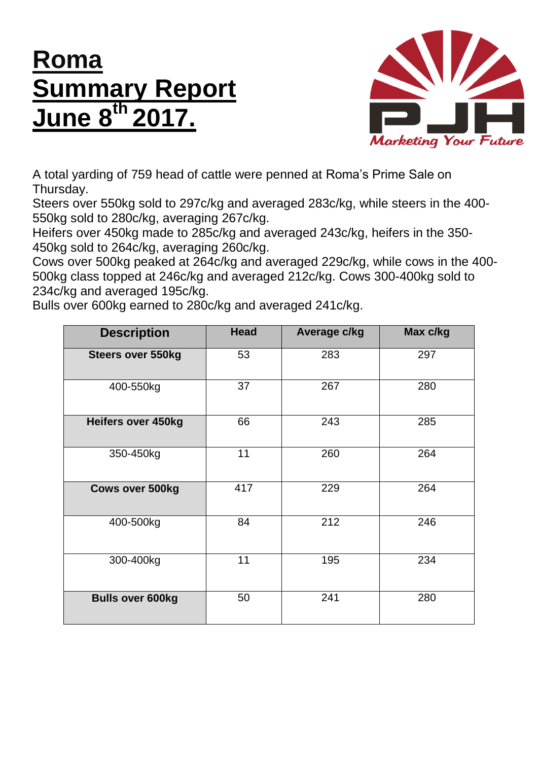# Roma Summary Report June 8th 2017.

Marketing Your Future

A total yarding of 759 head of cattle were penned at Roma's Prime Sale on Thursday.
Steers over 550kg sold to 297c/kg and averaged 283c/kg, while steers in the 400-550kg sold to 280c/kg, averaging 267c/kg.
Heifers over 450kg made to 285c/kg and averaged 243c/kg, heifers in the 350-450kg sold to 264c/kg, averaging 260c/kg.
Cows over 500kg peaked at 264c/kg and averaged 229c/kg, while cows in the 400-500kg class topped at 246c/kg and averaged 212c/kg. Cows 300-400kg sold to 234c/kg and averaged 195c/kg.
Bulls over 600kg earned to 280c/kg and averaged 241c/kg.

| Description | Head | Average c/kg | Max c/kg |
|---|---|---|---|
| **Steers over 550kg** | 53 | 283 | 297 |
| 400-550kg | 37 | 267 | 280 |
| **Heifers over 450kg** | 66 | 243 | 285 |
| 350-450kg | 11 | 260 | 264 |
| **Cows over 500kg** | 417 | 229 | 264 |
| 400-500kg | 84 | 212 | 246 |
| 300-400kg | 11 | 195 | 234 |
| **Bulls over 600kg** | 50 | 241 | 280 |